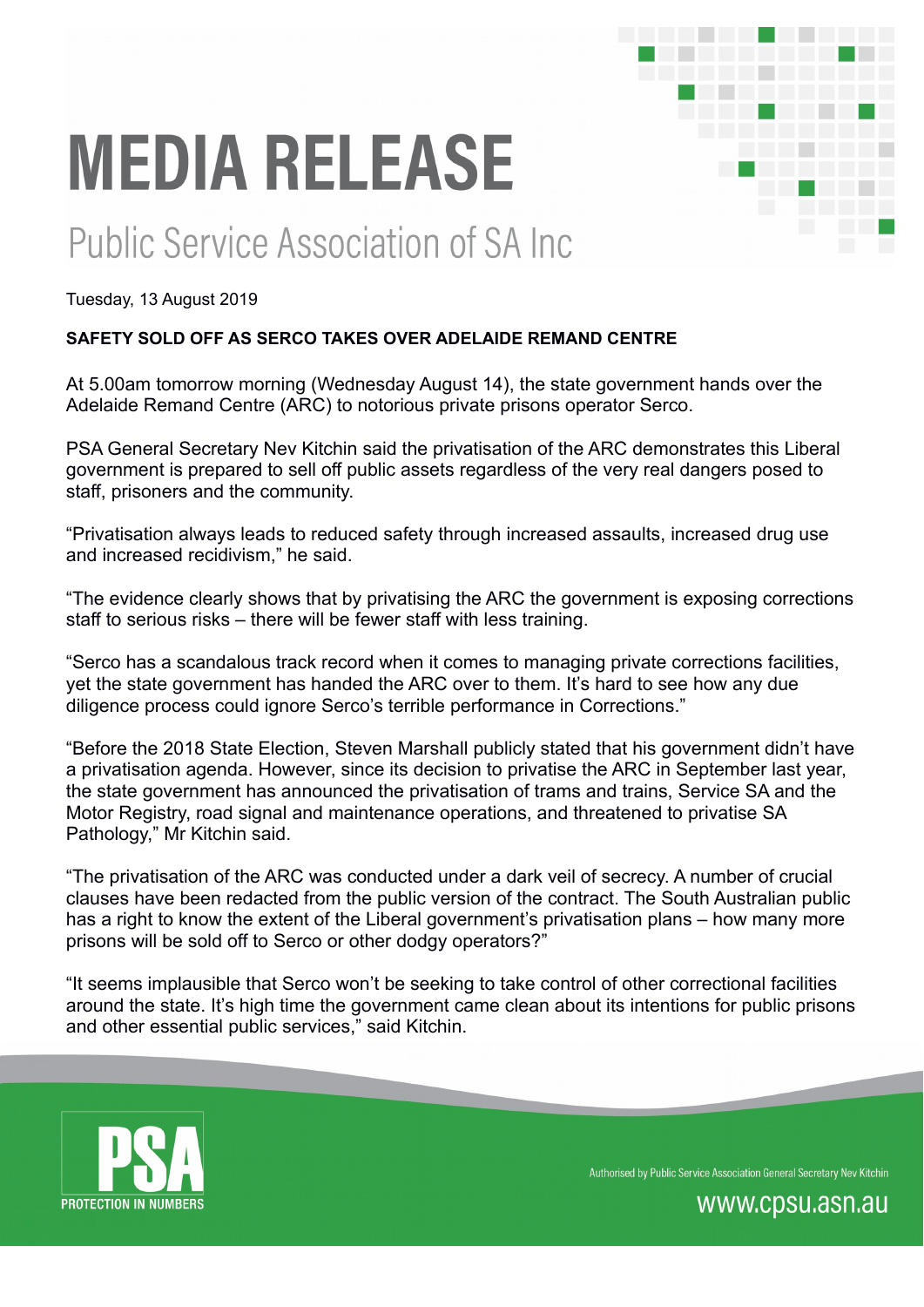# MEDIA RELEASE

## Public Service Association of SA Inc

Tuesday, 13 August 2019

**SAFETY SOLD OFF AS SERCO TAKES OVER ADELAIDE REMAND CENTRE**

At 5.00am tomorrow morning (Wednesday August 14), the state government hands over the Adelaide Remand Centre (ARC) to notorious private prisons operator Serco.

PSA General Secretary Nev Kitchin said the privatisation of the ARC demonstrates this Liberal government is prepared to sell off public assets regardless of the very real dangers posed to staff, prisoners and the community.

“Privatisation always leads to reduced safety through increased assaults, increased drug use and increased recidivism,” he said.

“The evidence clearly shows that by privatising the ARC the government is exposing corrections staff to serious risks – there will be fewer staff with less training.

“Serco has a scandalous track record when it comes to managing private corrections facilities, yet the state government has handed the ARC over to them. It’s hard to see how any due diligence process could ignore Serco’s terrible performance in Corrections.”

“Before the 2018 State Election, Steven Marshall publicly stated that his government didn’t have a privatisation agenda. However, since its decision to privatise the ARC in September last year, the state government has announced the privatisation of trams and trains, Service SA and the Motor Registry, road signal and maintenance operations, and threatened to privatise SA Pathology,” Mr Kitchin said.

“The privatisation of the ARC was conducted under a dark veil of secrecy. A number of crucial clauses have been redacted from the public version of the contract. The South Australian public has a right to know the extent of the Liberal government’s privatisation plans – how many more prisons will be sold off to Serco or other dodgy operators?”

“It seems implausible that Serco won’t be seeking to take control of other correctional facilities around the state. It’s high time the government came clean about its intentions for public prisons and other essential public services,” said Kitchin.

PSA
PROTECTION IN NUMBERS

Authorised by Public Service Association General Secretary Nev Kitchin

www.cpsu.asn.au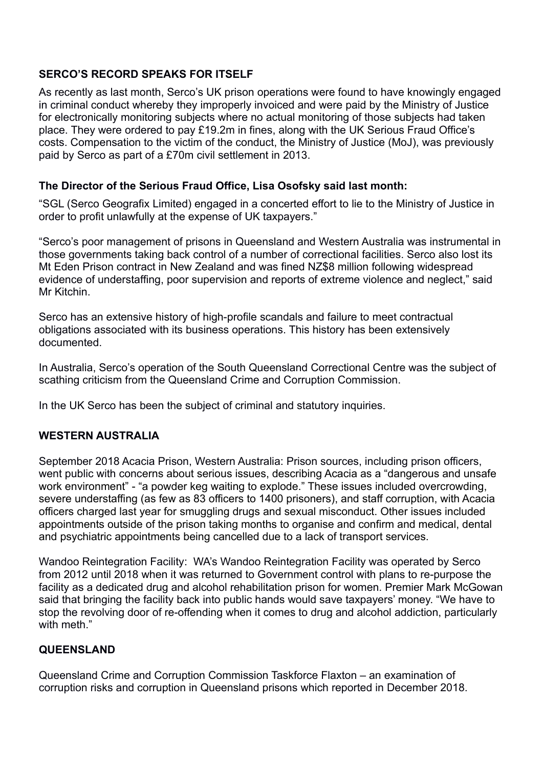## SERCO'S RECORD SPEAKS FOR ITSELF

As recently as last month, Serco's UK prison operations were found to have knowingly engaged in criminal conduct whereby they improperly invoiced and were paid by the Ministry of Justice for electronically monitoring subjects where no actual monitoring of those subjects had taken place. They were ordered to pay £19.2m in fines, along with the UK Serious Fraud Office's costs. Compensation to the victim of the conduct, the Ministry of Justice (MoJ), was previously paid by Serco as part of a £70m civil settlement in 2013.

**The Director of the Serious Fraud Office, Lisa Osofsky said last month:**

"SGL (Serco Geografix Limited) engaged in a concerted effort to lie to the Ministry of Justice in order to profit unlawfully at the expense of UK taxpayers."

"Serco's poor management of prisons in Queensland and Western Australia was instrumental in those governments taking back control of a number of correctional facilities. Serco also lost its Mt Eden Prison contract in New Zealand and was fined NZ$8 million following widespread evidence of understaffing, poor supervision and reports of extreme violence and neglect," said Mr Kitchin.

Serco has an extensive history of high-profile scandals and failure to meet contractual obligations associated with its business operations. This history has been extensively documented.

In Australia, Serco's operation of the South Queensland Correctional Centre was the subject of scathing criticism from the Queensland Crime and Corruption Commission.

In the UK Serco has been the subject of criminal and statutory inquiries.

## WESTERN AUSTRALIA

September 2018 Acacia Prison, Western Australia: Prison sources, including prison officers, went public with concerns about serious issues, describing Acacia as a "dangerous and unsafe work environment" - "a powder keg waiting to explode." These issues included overcrowding, severe understaffing (as few as 83 officers to 1400 prisoners), and staff corruption, with Acacia officers charged last year for smuggling drugs and sexual misconduct. Other issues included appointments outside of the prison taking months to organise and confirm and medical, dental and psychiatric appointments being cancelled due to a lack of transport services.

Wandoo Reintegration Facility: WA's Wandoo Reintegration Facility was operated by Serco from 2012 until 2018 when it was returned to Government control with plans to re-purpose the facility as a dedicated drug and alcohol rehabilitation prison for women. Premier Mark McGowan said that bringing the facility back into public hands would save taxpayers' money. "We have to stop the revolving door of re-offending when it comes to drug and alcohol addiction, particularly with meth."

## QUEENSLAND

Queensland Crime and Corruption Commission Taskforce Flaxton – an examination of corruption risks and corruption in Queensland prisons which reported in December 2018.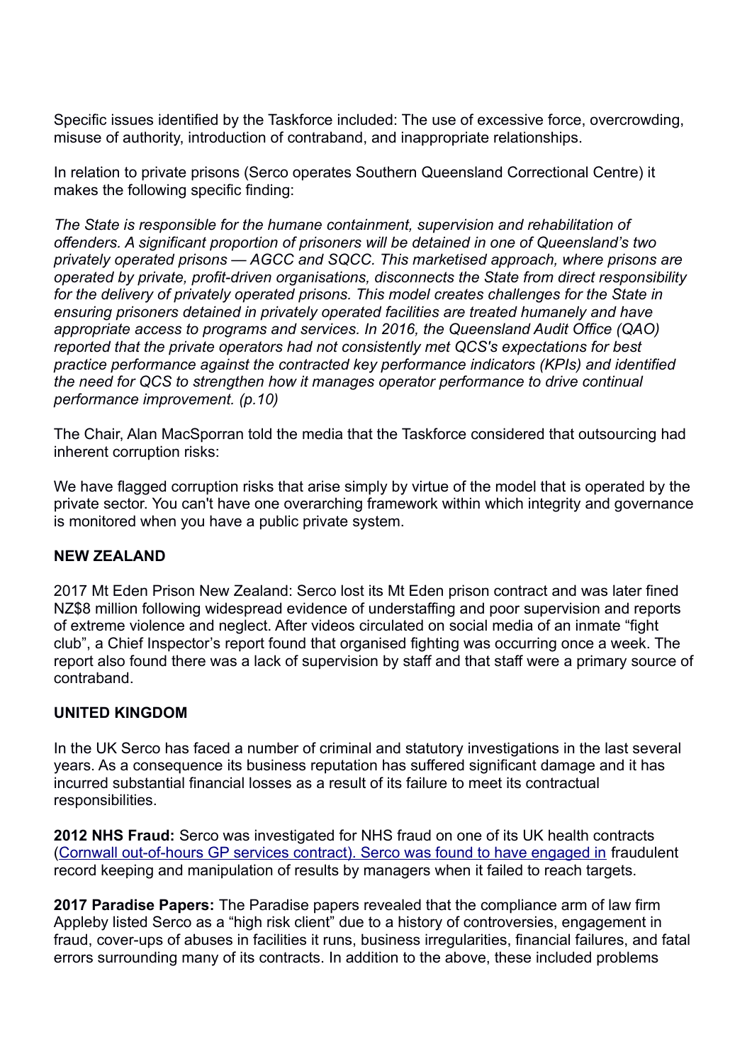Specific issues identified by the Taskforce included: The use of excessive force, overcrowding, misuse of authority, introduction of contraband, and inappropriate relationships.

In relation to private prisons (Serco operates Southern Queensland Correctional Centre) it makes the following specific finding:

*The State is responsible for the humane containment, supervision and rehabilitation of offenders. A significant proportion of prisoners will be detained in one of Queensland's two privately operated prisons — AGCC and SQCC. This marketised approach, where prisons are operated by private, profit-driven organisations, disconnects the State from direct responsibility for the delivery of privately operated prisons. This model creates challenges for the State in ensuring prisoners detained in privately operated facilities are treated humanely and have appropriate access to programs and services. In 2016, the Queensland Audit Office (QAO) reported that the private operators had not consistently met QCS's expectations for best practice performance against the contracted key performance indicators (KPIs) and identified the need for QCS to strengthen how it manages operator performance to drive continual performance improvement. (p.10)*

The Chair, Alan MacSporran told the media that the Taskforce considered that outsourcing had inherent corruption risks:

We have flagged corruption risks that arise simply by virtue of the model that is operated by the private sector. You can't have one overarching framework within which integrity and governance is monitored when you have a public private system.

**NEW ZEALAND**

2017 Mt Eden Prison New Zealand: Serco lost its Mt Eden prison contract and was later fined NZ$8 million following widespread evidence of understaffing and poor supervision and reports of extreme violence and neglect. After videos circulated on social media of an inmate "fight club", a Chief Inspector's report found that organised fighting was occurring once a week. The report also found there was a lack of supervision by staff and that staff were a primary source of contraband.

**UNITED KINGDOM**

In the UK Serco has faced a number of criminal and statutory investigations in the last several years. As a consequence its business reputation has suffered significant damage and it has incurred substantial financial losses as a result of its failure to meet its contractual responsibilities.

**2012 NHS Fraud:** Serco was investigated for NHS fraud on one of its UK health contracts (Cornwall out-of-hours GP services contract). Serco was found to have engaged in fraudulent record keeping and manipulation of results by managers when it failed to reach targets.

**2017 Paradise Papers:** The Paradise papers revealed that the compliance arm of law firm Appleby listed Serco as a "high risk client" due to a history of controversies, engagement in fraud, cover-ups of abuses in facilities it runs, business irregularities, financial failures, and fatal errors surrounding many of its contracts. In addition to the above, these included problems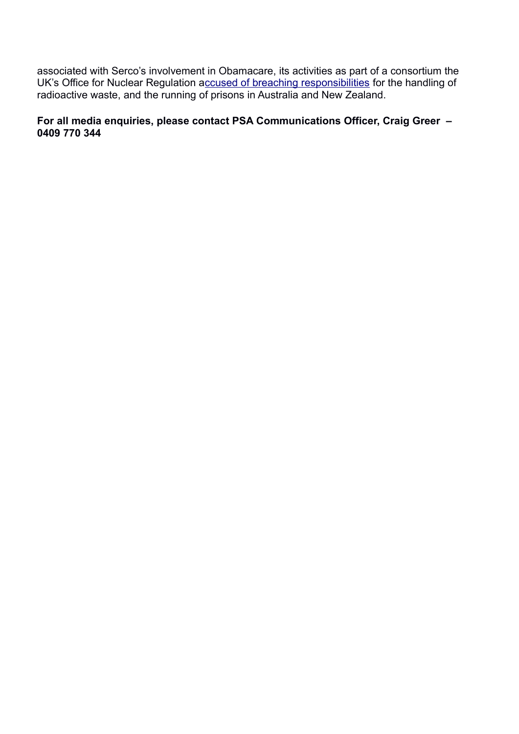associated with Serco's involvement in Obamacare, its activities as part of a consortium the UK's Office for Nuclear Regulation accused of breaching responsibilities for the handling of radioactive waste, and the running of prisons in Australia and New Zealand.

**For all media enquiries, please contact PSA Communications Officer, Craig Greer – 0409 770 344**